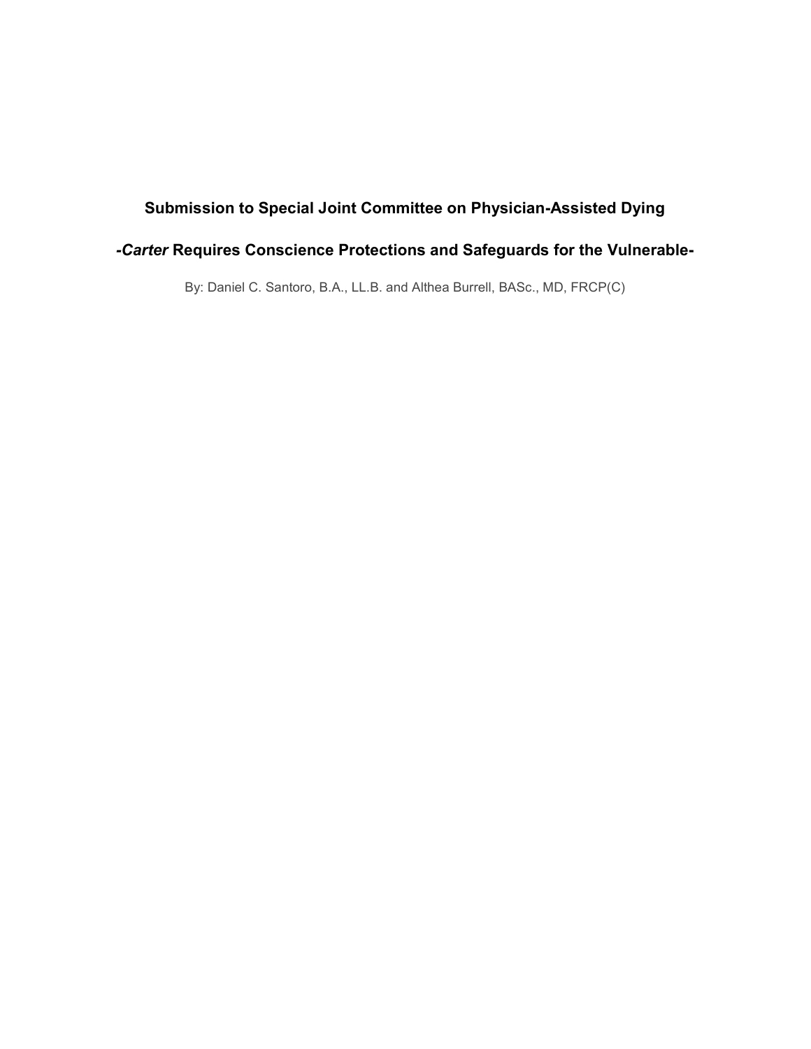# Submission to Special Joint Committee on Physician-Assisted Dying

## -*Carter* Requires Conscience Protections and Safeguards for the Vulnerable-

By: Daniel C. Santoro, B.A., LL.B. and Althea Burrell, BASc., MD, FRCP(C)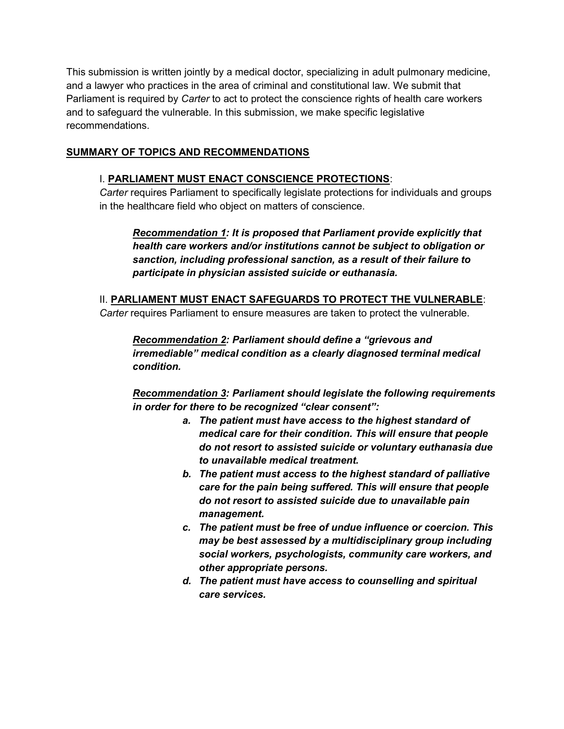This submission is written jointly by a medical doctor, specializing in adult pulmonary medicine, and a lawyer who practices in the area of criminal and constitutional law. We submit that Parliament is required by *Carter* to act to protect the conscience rights of health care workers and to safeguard the vulnerable. In this submission, we make specific legislative recommendations.

## **SUMMARY OF TOPICS AND RECOMMENDATIONS**

### I. **PARLIAMENT MUST ENACT CONSCIENCE PROTECTIONS**:

*Carter* requires Parliament to specifically legislate protections for individuals and groups in the healthcare field who object on matters of conscience.

> ***Recommendation 1**: It is proposed that Parliament provide explicitly that health care workers and/or institutions cannot be subject to obligation or sanction, including professional sanction, as a result of their failure to participate in physician assisted suicide or euthanasia.*

### II. **PARLIAMENT MUST ENACT SAFEGUARDS TO PROTECT THE VULNERABLE**:

*Carter* requires Parliament to ensure measures are taken to protect the vulnerable.

> ***Recommendation 2**: Parliament should define a "grievous and irremediable" medical condition as a clearly diagnosed terminal medical condition.*

> ***Recommendation 3**: Parliament should legislate the following requirements in order for there to be recognized "clear consent":*
>
> ***a. The patient must have access to the highest standard of medical care for their condition. This will ensure that people do not resort to assisted suicide or voluntary euthanasia due to unavailable medical treatment.***
>
> ***b. The patient must access to the highest standard of palliative care for the pain being suffered. This will ensure that people do not resort to assisted suicide due to unavailable pain management.***
>
> ***c. The patient must be free of undue influence or coercion. This may be best assessed by a multidisciplinary group including social workers, psychologists, community care workers, and other appropriate persons.***
>
> ***d. The patient must have access to counselling and spiritual care services.***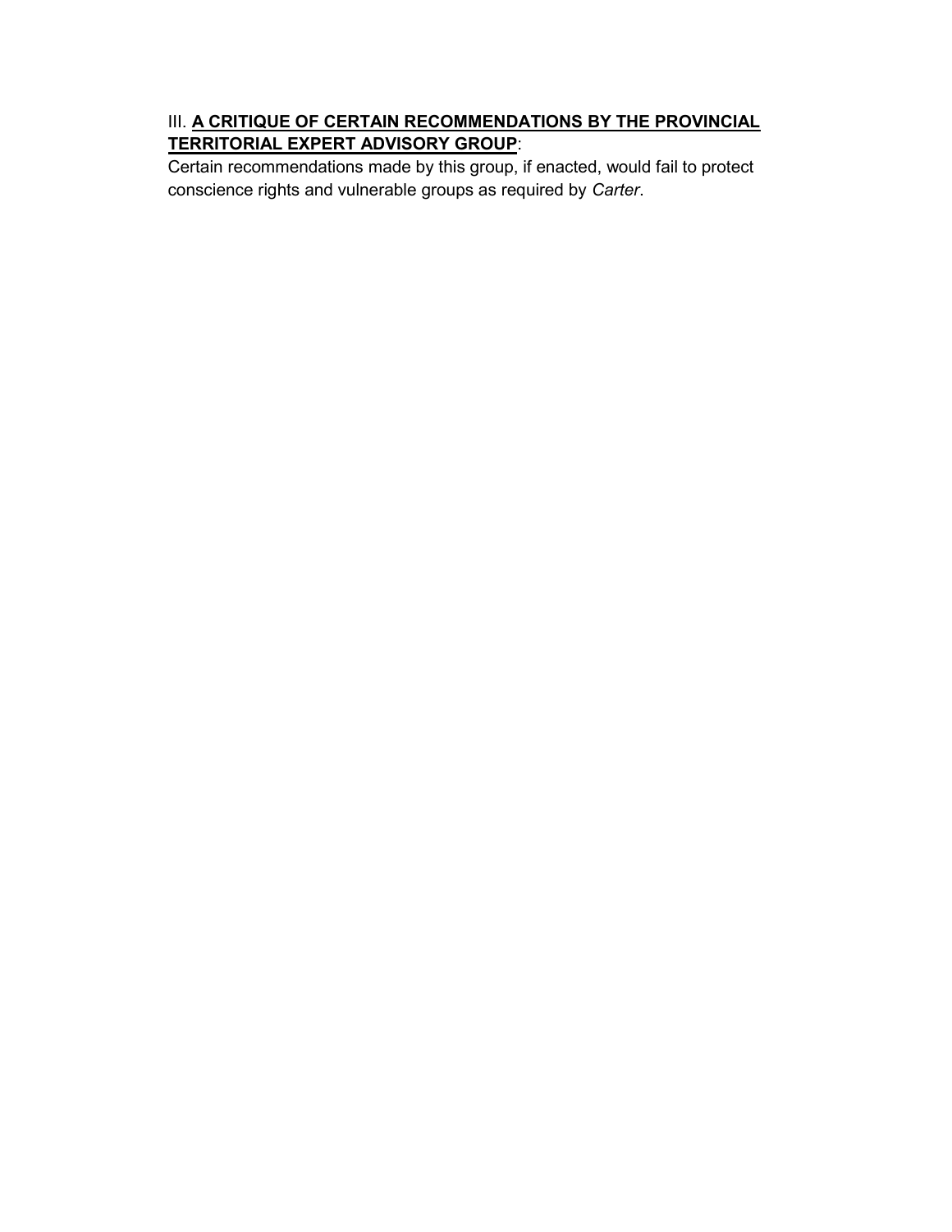## III. **<u>A CRITIQUE OF CERTAIN RECOMMENDATIONS BY THE PROVINCIAL TERRITORIAL EXPERT ADVISORY GROUP</u>**:

Certain recommendations made by this group, if enacted, would fail to protect conscience rights and vulnerable groups as required by *Carter*.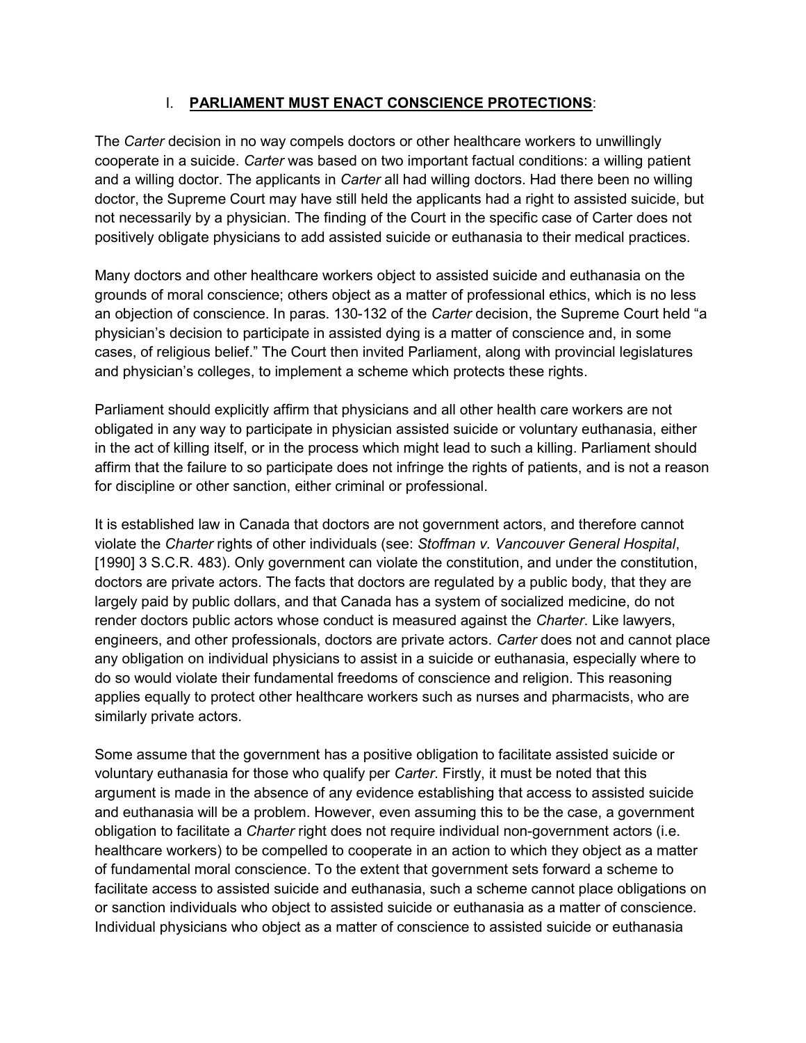## I. **PARLIAMENT MUST ENACT CONSCIENCE PROTECTIONS**:

The *Carter* decision in no way compels doctors or other healthcare workers to unwillingly cooperate in a suicide. *Carter* was based on two important factual conditions: a willing patient and a willing doctor. The applicants in *Carter* all had willing doctors. Had there been no willing doctor, the Supreme Court may have still held the applicants had a right to assisted suicide, but not necessarily by a physician. The finding of the Court in the specific case of Carter does not positively obligate physicians to add assisted suicide or euthanasia to their medical practices.

Many doctors and other healthcare workers object to assisted suicide and euthanasia on the grounds of moral conscience; others object as a matter of professional ethics, which is no less an objection of conscience. In paras. 130-132 of the *Carter* decision, the Supreme Court held "a physician's decision to participate in assisted dying is a matter of conscience and, in some cases, of religious belief." The Court then invited Parliament, along with provincial legislatures and physician's colleges, to implement a scheme which protects these rights.

Parliament should explicitly affirm that physicians and all other health care workers are not obligated in any way to participate in physician assisted suicide or voluntary euthanasia, either in the act of killing itself, or in the process which might lead to such a killing. Parliament should affirm that the failure to so participate does not infringe the rights of patients, and is not a reason for discipline or other sanction, either criminal or professional.

It is established law in Canada that doctors are not government actors, and therefore cannot violate the *Charter* rights of other individuals (see: *Stoffman v. Vancouver General Hospital*, [1990] 3 S.C.R. 483). Only government can violate the constitution, and under the constitution, doctors are private actors. The facts that doctors are regulated by a public body, that they are largely paid by public dollars, and that Canada has a system of socialized medicine, do not render doctors public actors whose conduct is measured against the *Charter*. Like lawyers, engineers, and other professionals, doctors are private actors. *Carter* does not and cannot place any obligation on individual physicians to assist in a suicide or euthanasia, especially where to do so would violate their fundamental freedoms of conscience and religion. This reasoning applies equally to protect other healthcare workers such as nurses and pharmacists, who are similarly private actors.

Some assume that the government has a positive obligation to facilitate assisted suicide or voluntary euthanasia for those who qualify per *Carter*. Firstly, it must be noted that this argument is made in the absence of any evidence establishing that access to assisted suicide and euthanasia will be a problem. However, even assuming this to be the case, a government obligation to facilitate a *Charter* right does not require individual non-government actors (i.e. healthcare workers) to be compelled to cooperate in an action to which they object as a matter of fundamental moral conscience. To the extent that government sets forward a scheme to facilitate access to assisted suicide and euthanasia, such a scheme cannot place obligations on or sanction individuals who object to assisted suicide or euthanasia as a matter of conscience. Individual physicians who object as a matter of conscience to assisted suicide or euthanasia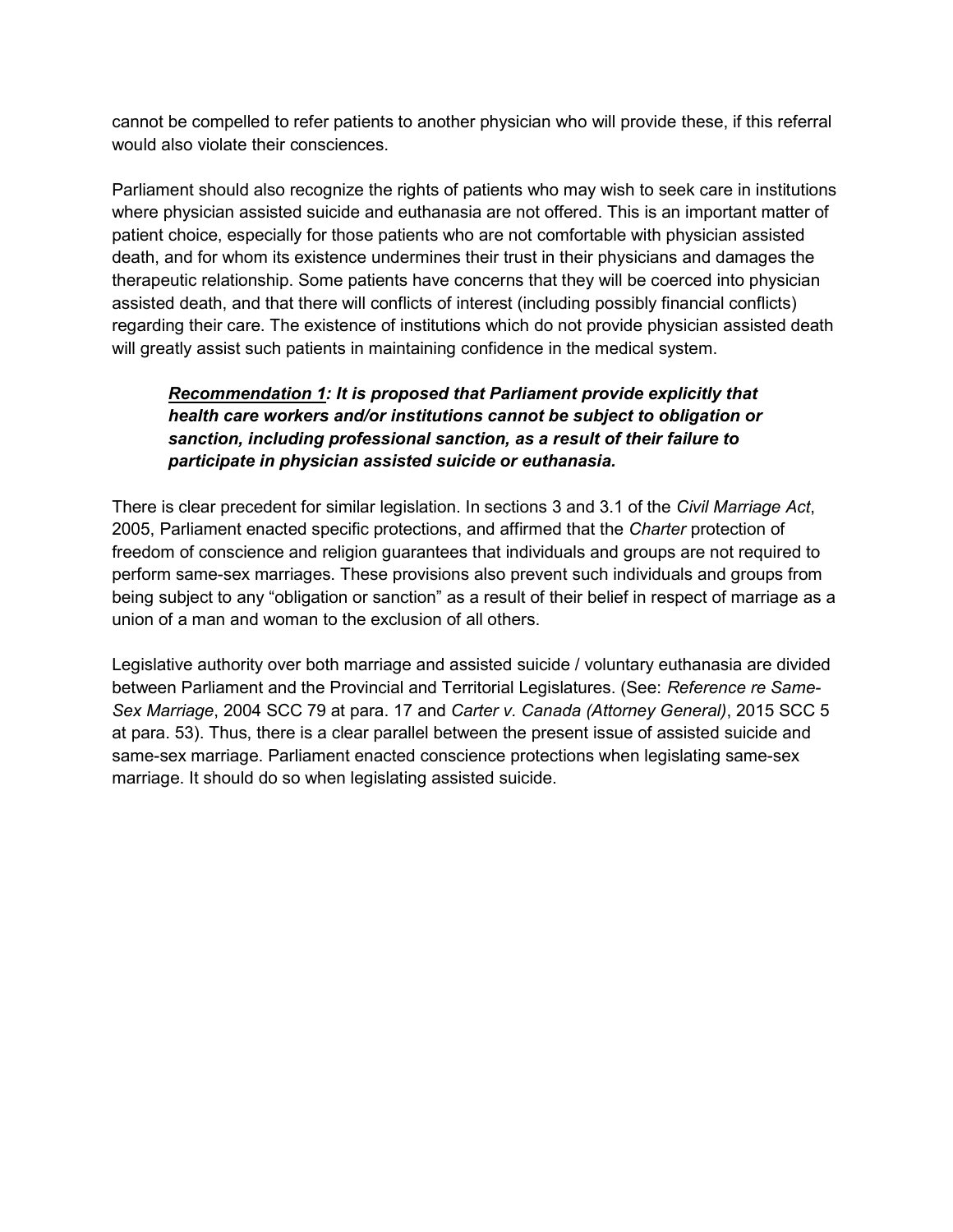cannot be compelled to refer patients to another physician who will provide these, if this referral would also violate their consciences.

Parliament should also recognize the rights of patients who may wish to seek care in institutions where physician assisted suicide and euthanasia are not offered. This is an important matter of patient choice, especially for those patients who are not comfortable with physician assisted death, and for whom its existence undermines their trust in their physicians and damages the therapeutic relationship. Some patients have concerns that they will be coerced into physician assisted death, and that there will conflicts of interest (including possibly financial conflicts) regarding their care. The existence of institutions which do not provide physician assisted death will greatly assist such patients in maintaining confidence in the medical system.

> ***<u>Recommendation 1</u>: It is proposed that Parliament provide explicitly that health care workers and/or institutions cannot be subject to obligation or sanction, including professional sanction, as a result of their failure to participate in physician assisted suicide or euthanasia.***

There is clear precedent for similar legislation. In sections 3 and 3.1 of the *Civil Marriage Act*, 2005, Parliament enacted specific protections, and affirmed that the *Charter* protection of freedom of conscience and religion guarantees that individuals and groups are not required to perform same-sex marriages. These provisions also prevent such individuals and groups from being subject to any "obligation or sanction" as a result of their belief in respect of marriage as a union of a man and woman to the exclusion of all others.

Legislative authority over both marriage and assisted suicide / voluntary euthanasia are divided between Parliament and the Provincial and Territorial Legislatures. (See: *Reference re Same-Sex Marriage*, 2004 SCC 79 at para. 17 and *Carter v. Canada (Attorney General)*, 2015 SCC 5 at para. 53). Thus, there is a clear parallel between the present issue of assisted suicide and same-sex marriage. Parliament enacted conscience protections when legislating same-sex marriage. It should do so when legislating assisted suicide.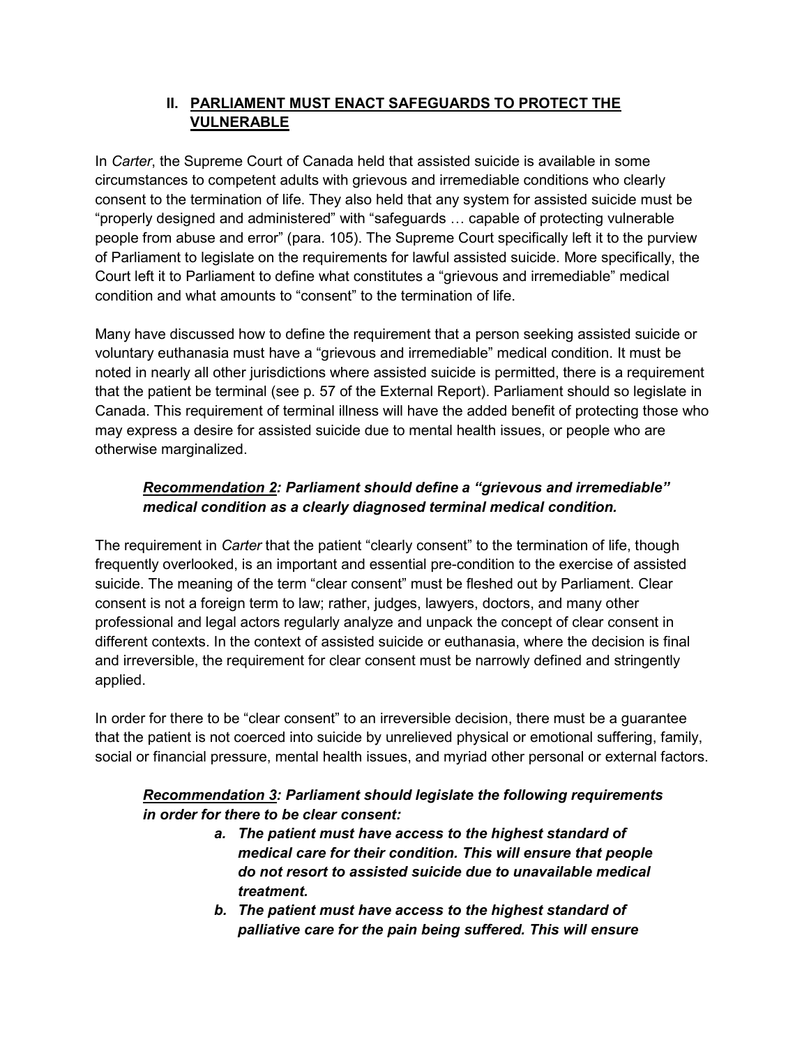## II. <u>PARLIAMENT MUST ENACT SAFEGUARDS TO PROTECT THE VULNERABLE</u>

In *Carter*, the Supreme Court of Canada held that assisted suicide is available in some circumstances to competent adults with grievous and irremediable conditions who clearly consent to the termination of life. They also held that any system for assisted suicide must be "properly designed and administered" with "safeguards … capable of protecting vulnerable people from abuse and error" (para. 105). The Supreme Court specifically left it to the purview of Parliament to legislate on the requirements for lawful assisted suicide. More specifically, the Court left it to Parliament to define what constitutes a "grievous and irremediable" medical condition and what amounts to "consent" to the termination of life.

Many have discussed how to define the requirement that a person seeking assisted suicide or voluntary euthanasia must have a "grievous and irremediable" medical condition. It must be noted in nearly all other jurisdictions where assisted suicide is permitted, there is a requirement that the patient be terminal (see p. 57 of the External Report). Parliament should so legislate in Canada. This requirement of terminal illness will have the added benefit of protecting those who may express a desire for assisted suicide due to mental health issues, or people who are otherwise marginalized.

> ***<u>Recommendation 2</u>: Parliament should define a "grievous and irremediable" medical condition as a clearly diagnosed terminal medical condition.***

The requirement in *Carter* that the patient "clearly consent" to the termination of life, though frequently overlooked, is an important and essential pre-condition to the exercise of assisted suicide. The meaning of the term "clear consent" must be fleshed out by Parliament. Clear consent is not a foreign term to law; rather, judges, lawyers, doctors, and many other professional and legal actors regularly analyze and unpack the concept of clear consent in different contexts. In the context of assisted suicide or euthanasia, where the decision is final and irreversible, the requirement for clear consent must be narrowly defined and stringently applied.

In order for there to be "clear consent" to an irreversible decision, there must be a guarantee that the patient is not coerced into suicide by unrelieved physical or emotional suffering, family, social or financial pressure, mental health issues, and myriad other personal or external factors.

> ***<u>Recommendation 3</u>: Parliament should legislate the following requirements in order for there to be clear consent:***
>
> ***a. The patient must have access to the highest standard of medical care for their condition. This will ensure that people do not resort to assisted suicide due to unavailable medical treatment.***
>
> ***b. The patient must have access to the highest standard of palliative care for the pain being suffered. This will ensure***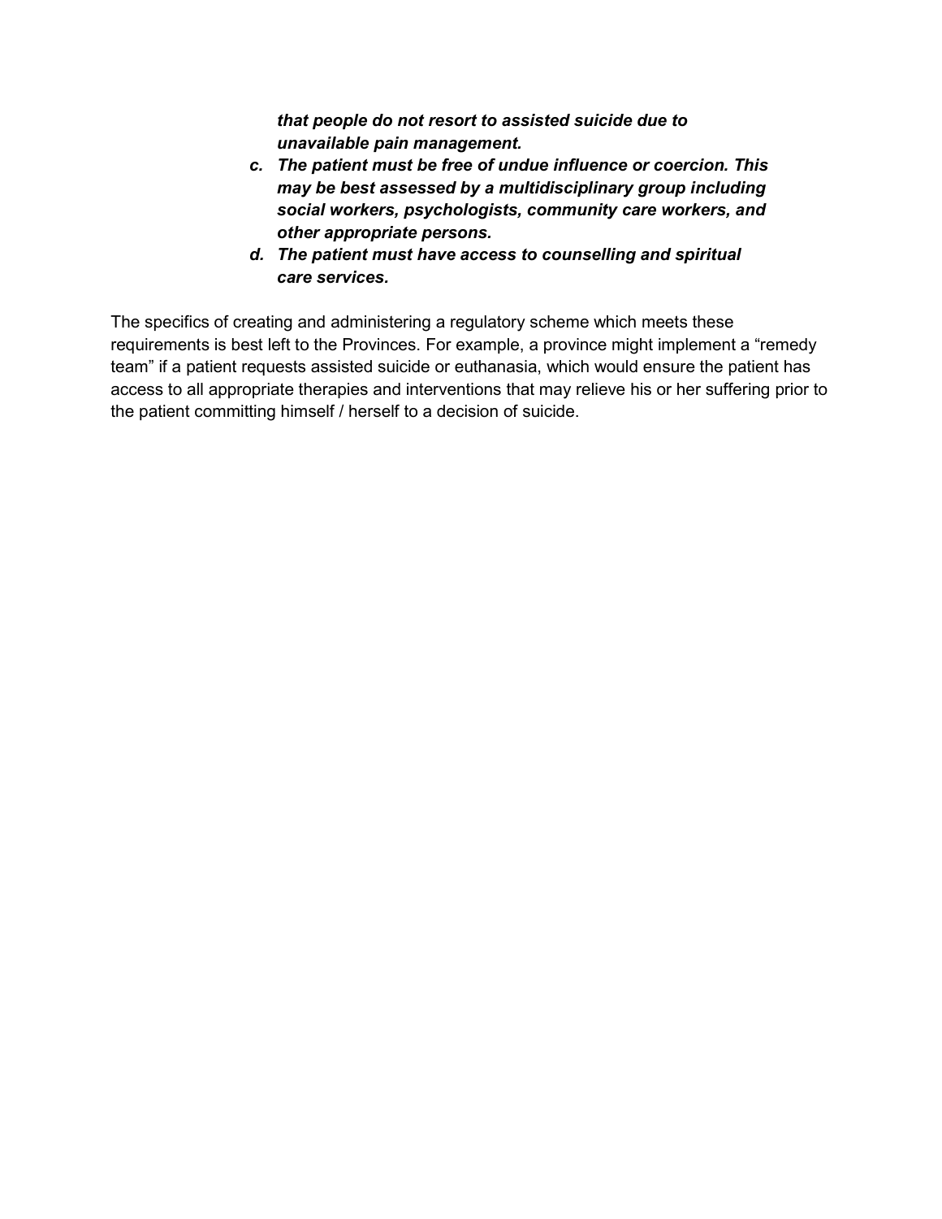***that people do not resort to assisted suicide due to unavailable pain management.***

c. ***The patient must be free of undue influence or coercion. This may be best assessed by a multidisciplinary group including social workers, psychologists, community care workers, and other appropriate persons.***
d. ***The patient must have access to counselling and spiritual care services.***

The specifics of creating and administering a regulatory scheme which meets these requirements is best left to the Provinces. For example, a province might implement a "remedy team" if a patient requests assisted suicide or euthanasia, which would ensure the patient has access to all appropriate therapies and interventions that may relieve his or her suffering prior to the patient committing himself / herself to a decision of suicide.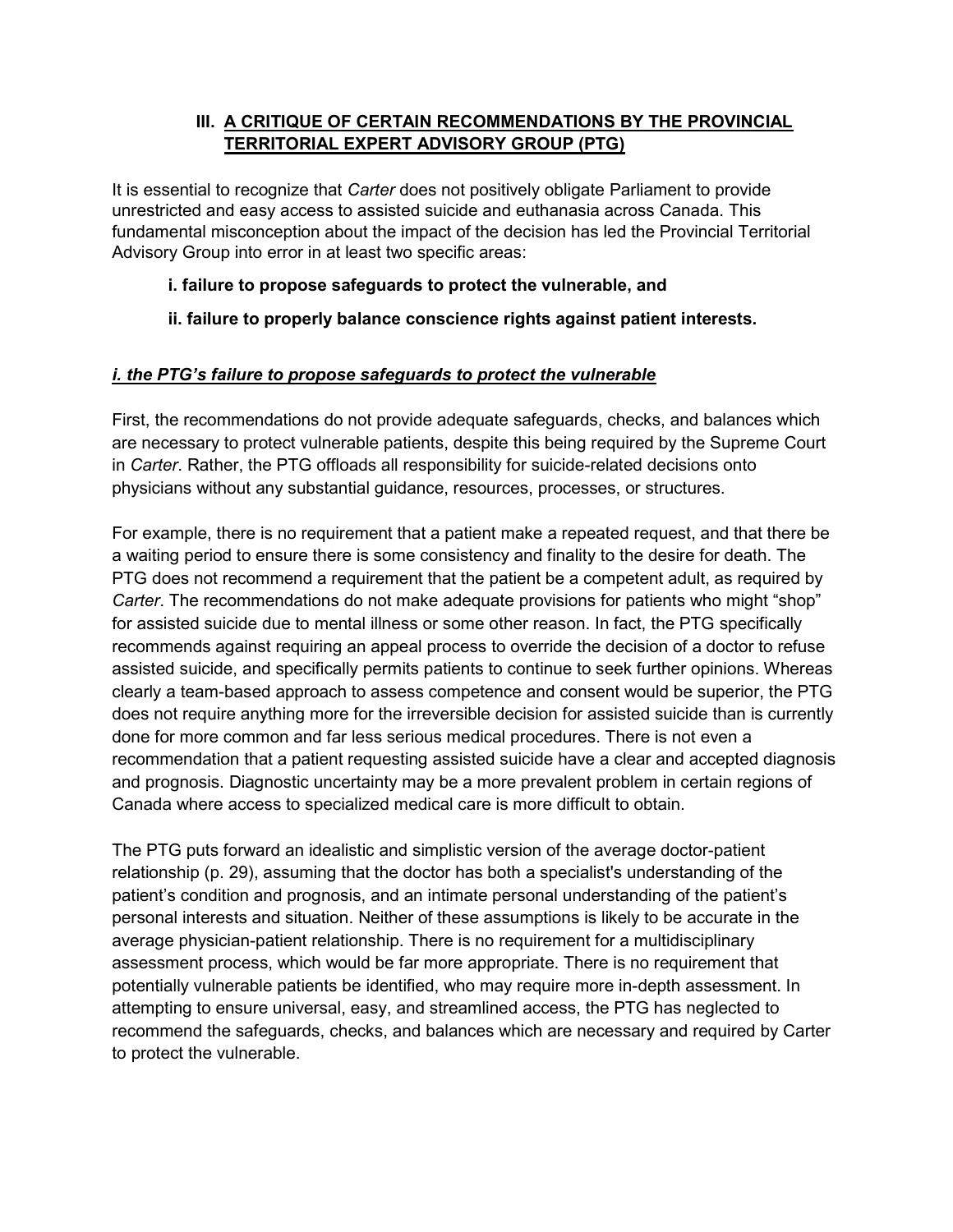## III. A CRITIQUE OF CERTAIN RECOMMENDATIONS BY THE PROVINCIAL TERRITORIAL EXPERT ADVISORY GROUP (PTG)

It is essential to recognize that *Carter* does not positively obligate Parliament to provide unrestricted and easy access to assisted suicide and euthanasia across Canada. This fundamental misconception about the impact of the decision has led the Provincial Territorial Advisory Group into error in at least two specific areas:

**i. failure to propose safeguards to protect the vulnerable, and**

**ii. failure to properly balance conscience rights against patient interests.**

### *i. the PTG's failure to propose safeguards to protect the vulnerable*

First, the recommendations do not provide adequate safeguards, checks, and balances which are necessary to protect vulnerable patients, despite this being required by the Supreme Court in *Carter*. Rather, the PTG offloads all responsibility for suicide-related decisions onto physicians without any substantial guidance, resources, processes, or structures.

For example, there is no requirement that a patient make a repeated request, and that there be a waiting period to ensure there is some consistency and finality to the desire for death. The PTG does not recommend a requirement that the patient be a competent adult, as required by *Carter*. The recommendations do not make adequate provisions for patients who might "shop" for assisted suicide due to mental illness or some other reason. In fact, the PTG specifically recommends against requiring an appeal process to override the decision of a doctor to refuse assisted suicide, and specifically permits patients to continue to seek further opinions. Whereas clearly a team-based approach to assess competence and consent would be superior, the PTG does not require anything more for the irreversible decision for assisted suicide than is currently done for more common and far less serious medical procedures. There is not even a recommendation that a patient requesting assisted suicide have a clear and accepted diagnosis and prognosis. Diagnostic uncertainty may be a more prevalent problem in certain regions of Canada where access to specialized medical care is more difficult to obtain.

The PTG puts forward an idealistic and simplistic version of the average doctor-patient relationship (p. 29), assuming that the doctor has both a specialist's understanding of the patient's condition and prognosis, and an intimate personal understanding of the patient's personal interests and situation. Neither of these assumptions is likely to be accurate in the average physician-patient relationship. There is no requirement for a multidisciplinary assessment process, which would be far more appropriate. There is no requirement that potentially vulnerable patients be identified, who may require more in-depth assessment. In attempting to ensure universal, easy, and streamlined access, the PTG has neglected to recommend the safeguards, checks, and balances which are necessary and required by Carter to protect the vulnerable.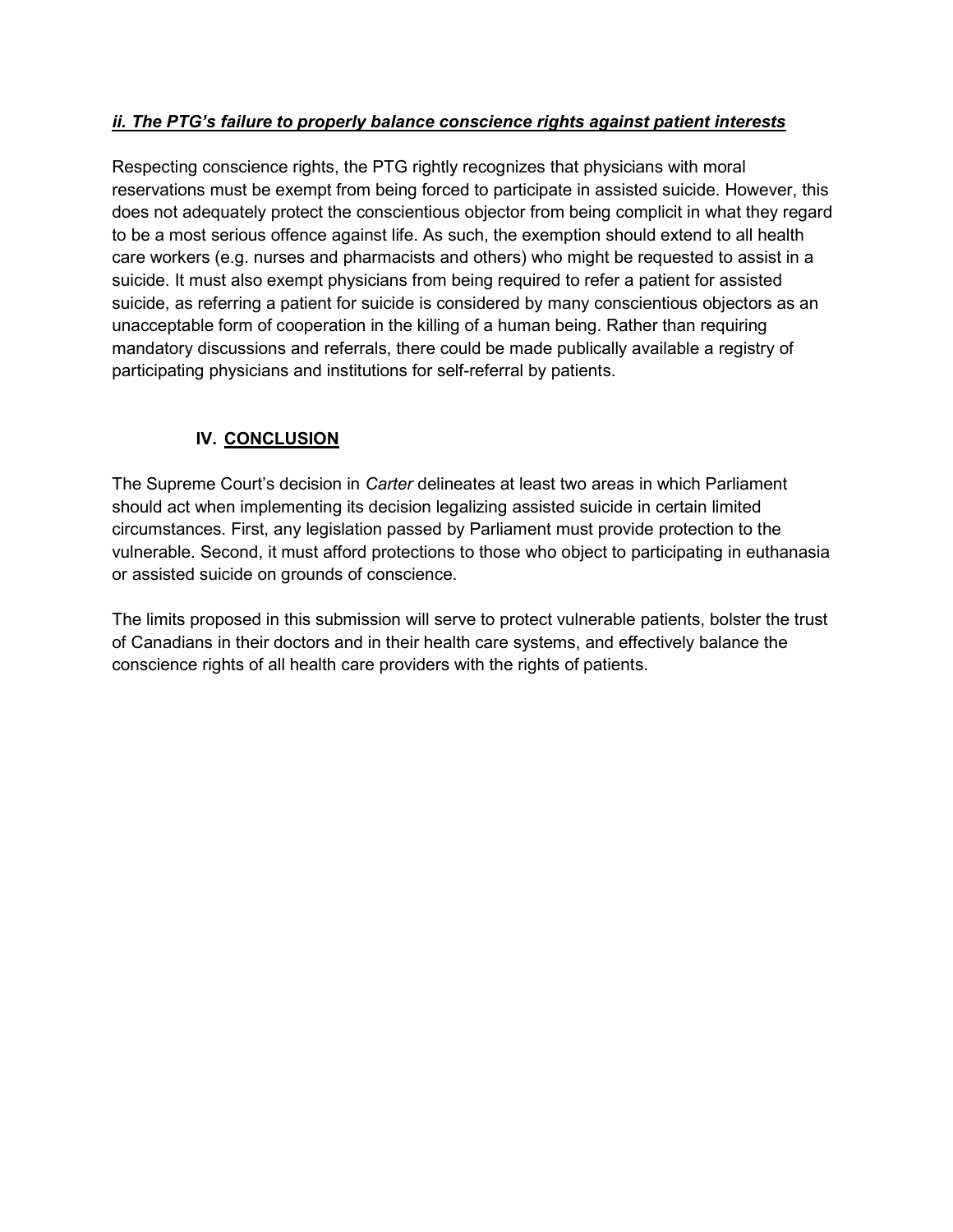***ii. The PTG's failure to properly balance conscience rights against patient interests***

Respecting conscience rights, the PTG rightly recognizes that physicians with moral reservations must be exempt from being forced to participate in assisted suicide. However, this does not adequately protect the conscientious objector from being complicit in what they regard to be a most serious offence against life. As such, the exemption should extend to all health care workers (e.g. nurses and pharmacists and others) who might be requested to assist in a suicide. It must also exempt physicians from being required to refer a patient for assisted suicide, as referring a patient for suicide is considered by many conscientious objectors as an unacceptable form of cooperation in the killing of a human being. Rather than requiring mandatory discussions and referrals, there could be made publically available a registry of participating physicians and institutions for self-referral by patients.

## IV. CONCLUSION

The Supreme Court's decision in *Carter* delineates at least two areas in which Parliament should act when implementing its decision legalizing assisted suicide in certain limited circumstances. First, any legislation passed by Parliament must provide protection to the vulnerable. Second, it must afford protections to those who object to participating in euthanasia or assisted suicide on grounds of conscience.

The limits proposed in this submission will serve to protect vulnerable patients, bolster the trust of Canadians in their doctors and in their health care systems, and effectively balance the conscience rights of all health care providers with the rights of patients.